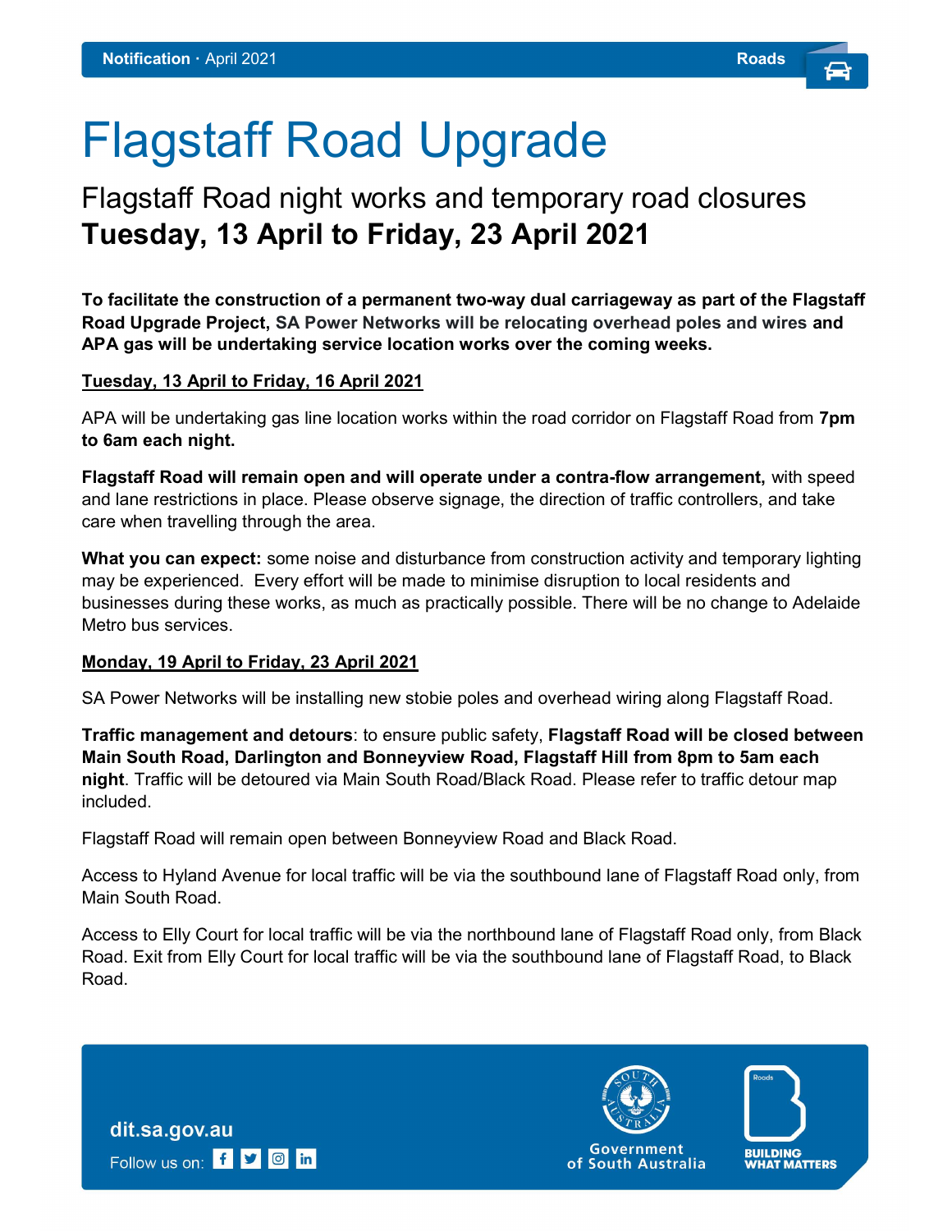**Notification** · April 2021 **Roads**

# Flagstaff Road Upgrade

## Flagstaff Road night works and temporary road closures **Tuesday, 13 April to Friday, 23 April 2021**

**To facilitate the construction of a permanent two-way dual carriageway as part of the Flagstaff Road Upgrade Project, SA Power Networks will be relocating overhead poles and wires and APA gas will be undertaking service location works over the coming weeks.**

**Tuesday, 13 April to Friday, 16 April 2021**

APA will be undertaking gas line location works within the road corridor on Flagstaff Road from **7pm to 6am each night.**

**Flagstaff Road will remain open and will operate under a contra-flow arrangement,** with speed and lane restrictions in place. Please observe signage, the direction of traffic controllers, and take care when travelling through the area.

**What you can expect:** some noise and disturbance from construction activity and temporary lighting may be experienced. Every effort will be made to minimise disruption to local residents and businesses during these works, as much as practically possible. There will be no change to Adelaide Metro bus services.

**Monday, 19 April to Friday, 23 April 2021**

SA Power Networks will be installing new stobie poles and overhead wiring along Flagstaff Road.

**Traffic management and detours**: to ensure public safety, **Flagstaff Road will be closed between Main South Road, Darlington and Bonneyview Road, Flagstaff Hill from 8pm to 5am each night**. Traffic will be detoured via Main South Road/Black Road. Please refer to traffic detour map included.

Flagstaff Road will remain open between Bonneyview Road and Black Road.

Access to Hyland Avenue for local traffic will be via the southbound lane of Flagstaff Road only, from Main South Road.

Access to Elly Court for local traffic will be via the northbound lane of Flagstaff Road only, from Black Road. Exit from Elly Court for local traffic will be via the southbound lane of Flagstaff Road, to Black Road.

dit.sa.gov.au

Follow us on:

Government of South Australia

BUILDING WHAT MATTERS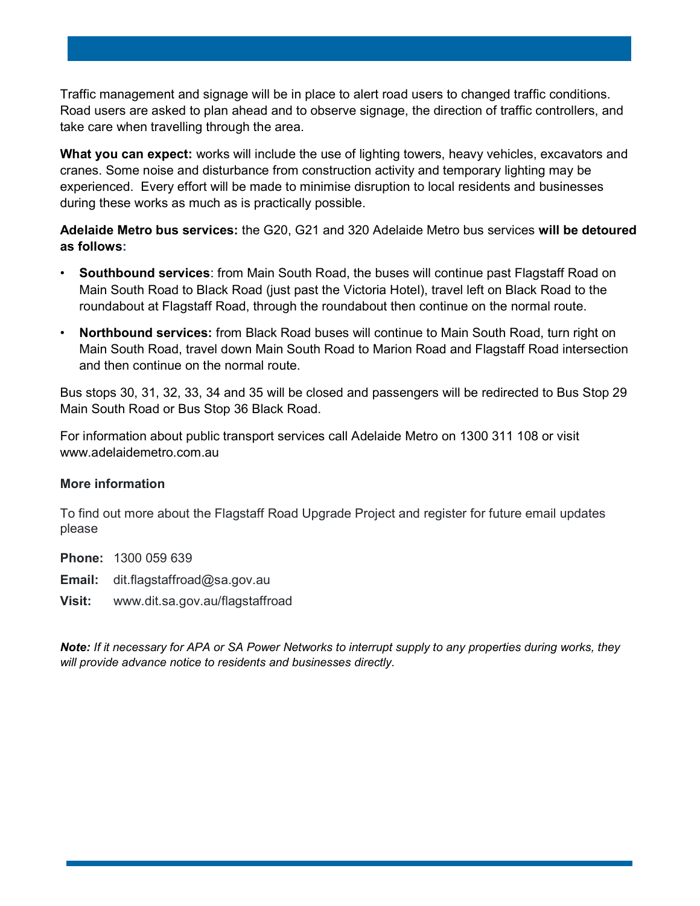Traffic management and signage will be in place to alert road users to changed traffic conditions. Road users are asked to plan ahead and to observe signage, the direction of traffic controllers, and take care when travelling through the area.

**What you can expect:** works will include the use of lighting towers, heavy vehicles, excavators and cranes. Some noise and disturbance from construction activity and temporary lighting may be experienced. Every effort will be made to minimise disruption to local residents and businesses during these works as much as is practically possible.

**Adelaide Metro bus services:** the G20, G21 and 320 Adelaide Metro bus services **will be detoured as follows:**

- **Southbound services**: from Main South Road, the buses will continue past Flagstaff Road on Main South Road to Black Road (just past the Victoria Hotel), travel left on Black Road to the roundabout at Flagstaff Road, through the roundabout then continue on the normal route.
- **Northbound services:** from Black Road buses will continue to Main South Road, turn right on Main South Road, travel down Main South Road to Marion Road and Flagstaff Road intersection and then continue on the normal route.

Bus stops 30, 31, 32, 33, 34 and 35 will be closed and passengers will be redirected to Bus Stop 29 Main South Road or Bus Stop 36 Black Road.

For information about public transport services call Adelaide Metro on 1300 311 108 or visit www.adelaidemetro.com.au

**More information**

To find out more about the Flagstaff Road Upgrade Project and register for future email updates please

**Phone:** 1300 059 639

**Email:** dit.flagstaffroad@sa.gov.au

**Visit:** www.dit.sa.gov.au/flagstaffroad

***Note:*** *If it necessary for APA or SA Power Networks to interrupt supply to any properties during works, they will provide advance notice to residents and businesses directly.*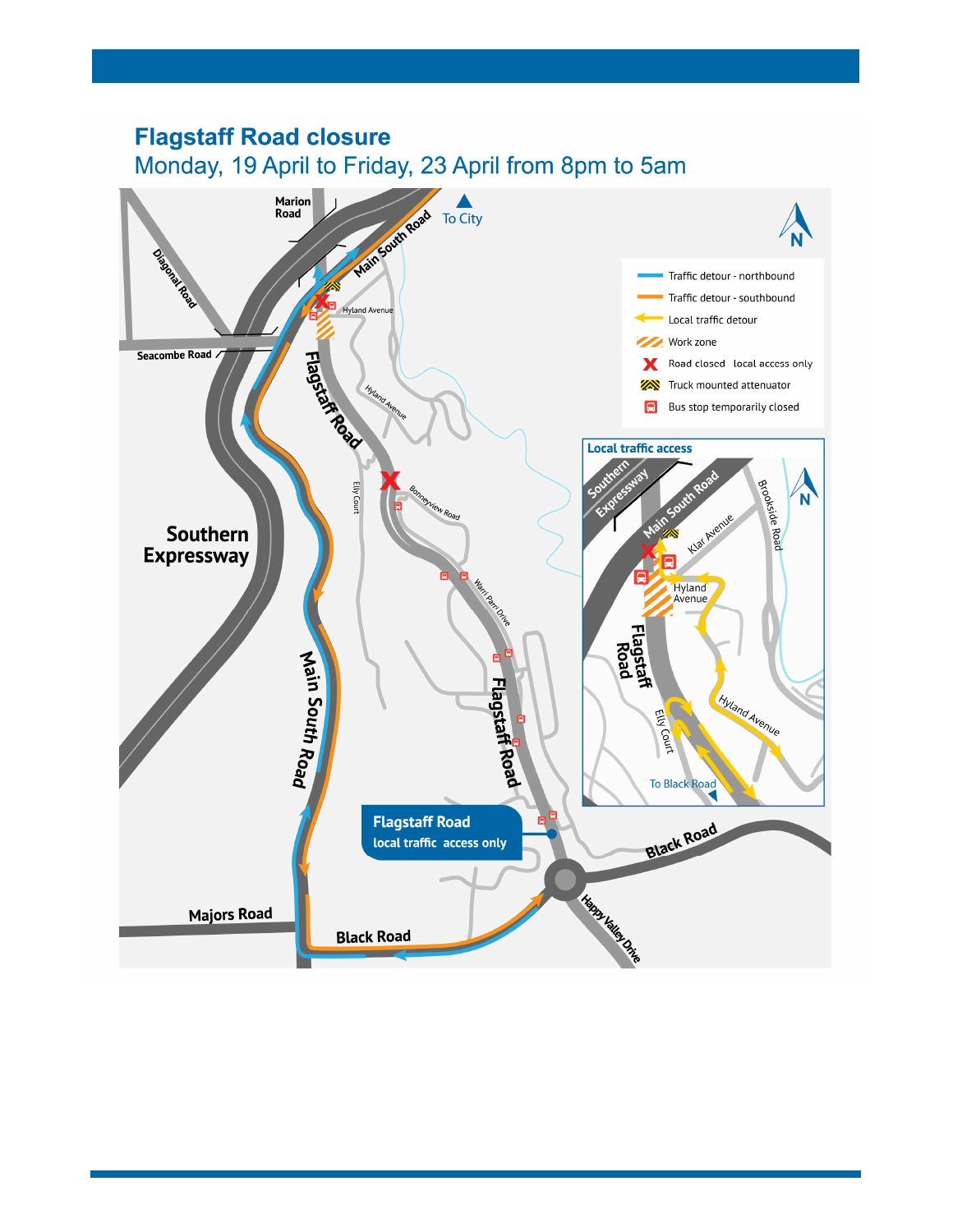# Flagstaff Road closure

## Monday, 19 April to Friday, 23 April from 8pm to 5am

Marion Road

To City

Diagonal Road

Main South Road

Hyland Avenue

Seacombe Road

Flagstaff Road

Hyland Avenue

Bonneyview Road

Elly Court

Southern Expressway

Warri Parri Drive

Main South Road

Flagstaff Road

Flagstaff Road local traffic access only

Black Road

Majors Road

Black Road

Happy Valley Drive

- Traffic detour - northbound
- Traffic detour - southbound
- Local traffic detour
- Work zone
- Road closed local access only
- Truck mounted attenuator
- Bus stop temporarily closed

**Local traffic access**

Southern Expressway

Main South Road

Klar Avenue

Brookside Road

Hyland Avenue

Flagstaff Road

Elly Court

Hyland Avenue

To Black Road